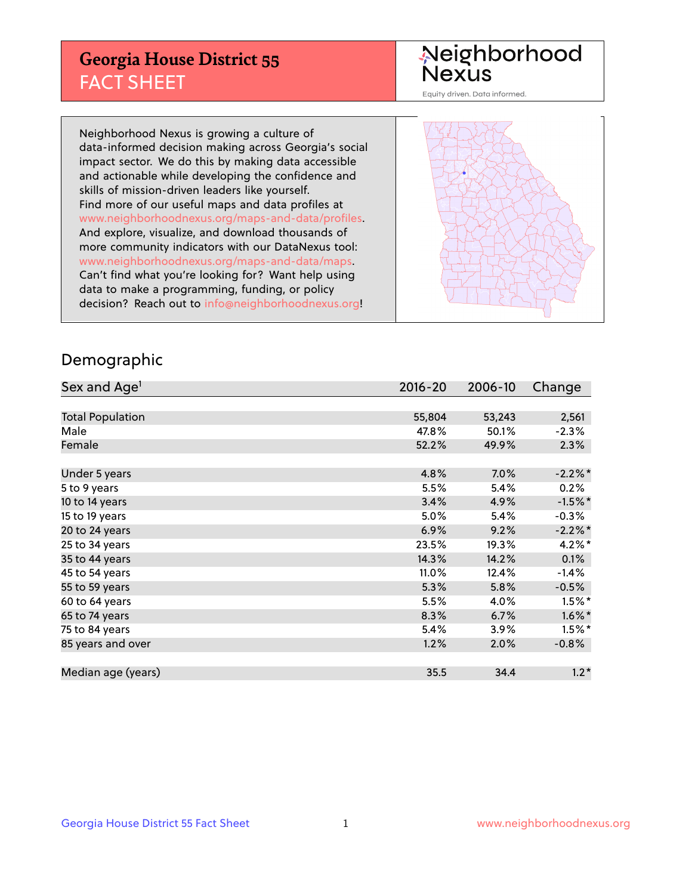# Georgia House District 55
## FACT SHEET

Neighborhood Nexus

Equity driven. Data informed.

Neighborhood Nexus is growing a culture of data-informed decision making across Georgia's social impact sector. We do this by making data accessible and actionable while developing the confidence and skills of mission-driven leaders like yourself. Find more of our useful maps and data profiles at www.neighborhoodnexus.org/maps-and-data/profiles. And explore, visualize, and download thousands of more community indicators with our DataNexus tool: www.neighborhoodnexus.org/maps-and-data/maps. Can't find what you're looking for? Want help using data to make a programming, funding, or policy decision? Reach out to info@neighborhoodnexus.org!

## Demographic

| Sex and Age[1] | 2016-20 | 2006-10 | Change |
|---|---|---|---|
| Total Population | 55,804 | 53,243 | 2,561 |
| Male | 47.8% | 50.1% | -2.3% |
| Female | 52.2% | 49.9% | 2.3% |
| Under 5 years | 4.8% | 7.0% | -2.2%* |
| 5 to 9 years | 5.5% | 5.4% | 0.2% |
| 10 to 14 years | 3.4% | 4.9% | -1.5%* |
| 15 to 19 years | 5.0% | 5.4% | -0.3% |
| 20 to 24 years | 6.9% | 9.2% | -2.2%* |
| 25 to 34 years | 23.5% | 19.3% | 4.2%* |
| 35 to 44 years | 14.3% | 14.2% | 0.1% |
| 45 to 54 years | 11.0% | 12.4% | -1.4% |
| 55 to 59 years | 5.3% | 5.8% | -0.5% |
| 60 to 64 years | 5.5% | 4.0% | 1.5%* |
| 65 to 74 years | 8.3% | 6.7% | 1.6%* |
| 75 to 84 years | 5.4% | 3.9% | 1.5%* |
| 85 years and over | 1.2% | 2.0% | -0.8% |
| Median age (years) | 35.5 | 34.4 | 1.2* |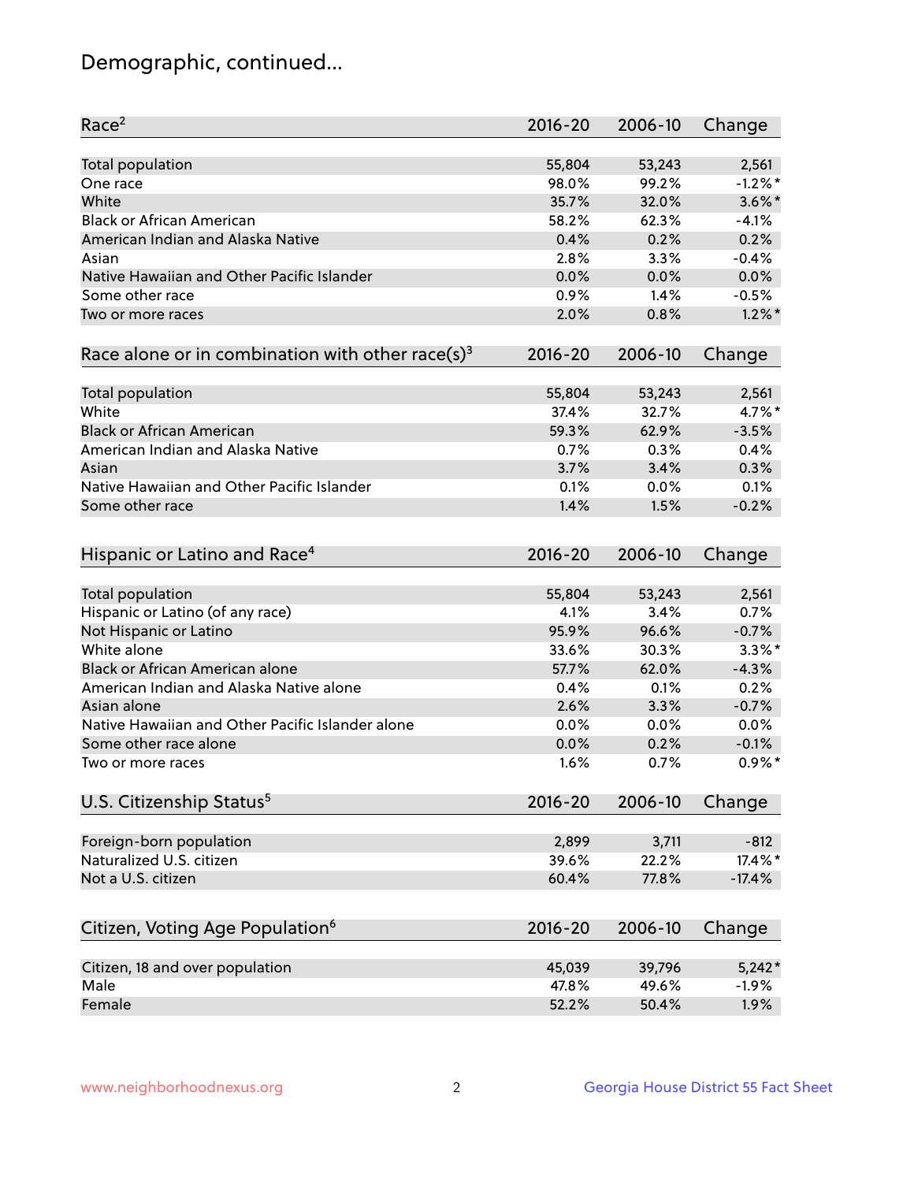# Demographic, continued...

| Race[2] | 2016-20 | 2006-10 | Change |
|---|---|---|---|
| Total population | 55,804 | 53,243 | 2,561 |
| One race | 98.0% | 99.2% | -1.2%* |
| White | 35.7% | 32.0% | 3.6%* |
| Black or African American | 58.2% | 62.3% | -4.1% |
| American Indian and Alaska Native | 0.4% | 0.2% | 0.2% |
| Asian | 2.8% | 3.3% | -0.4% |
| Native Hawaiian and Other Pacific Islander | 0.0% | 0.0% | 0.0% |
| Some other race | 0.9% | 1.4% | -0.5% |
| Two or more races | 2.0% | 0.8% | 1.2%* |

| Race alone or in combination with other race(s)[3] | 2016-20 | 2006-10 | Change |
|---|---|---|---|
| Total population | 55,804 | 53,243 | 2,561 |
| White | 37.4% | 32.7% | 4.7%* |
| Black or African American | 59.3% | 62.9% | -3.5% |
| American Indian and Alaska Native | 0.7% | 0.3% | 0.4% |
| Asian | 3.7% | 3.4% | 0.3% |
| Native Hawaiian and Other Pacific Islander | 0.1% | 0.0% | 0.1% |
| Some other race | 1.4% | 1.5% | -0.2% |

| Hispanic or Latino and Race[4] | 2016-20 | 2006-10 | Change |
|---|---|---|---|
| Total population | 55,804 | 53,243 | 2,561 |
| Hispanic or Latino (of any race) | 4.1% | 3.4% | 0.7% |
| Not Hispanic or Latino | 95.9% | 96.6% | -0.7% |
| White alone | 33.6% | 30.3% | 3.3%* |
| Black or African American alone | 57.7% | 62.0% | -4.3% |
| American Indian and Alaska Native alone | 0.4% | 0.1% | 0.2% |
| Asian alone | 2.6% | 3.3% | -0.7% |
| Native Hawaiian and Other Pacific Islander alone | 0.0% | 0.0% | 0.0% |
| Some other race alone | 0.0% | 0.2% | -0.1% |
| Two or more races | 1.6% | 0.7% | 0.9%* |

| U.S. Citizenship Status[5] | 2016-20 | 2006-10 | Change |
|---|---|---|---|
| Foreign-born population | 2,899 | 3,711 | -812 |
| Naturalized U.S. citizen | 39.6% | 22.2% | 17.4%* |
| Not a U.S. citizen | 60.4% | 77.8% | -17.4% |

| Citizen, Voting Age Population[6] | 2016-20 | 2006-10 | Change |
|---|---|---|---|
| Citizen, 18 and over population | 45,039 | 39,796 | 5,242* |
| Male | 47.8% | 49.6% | -1.9% |
| Female | 52.2% | 50.4% | 1.9% |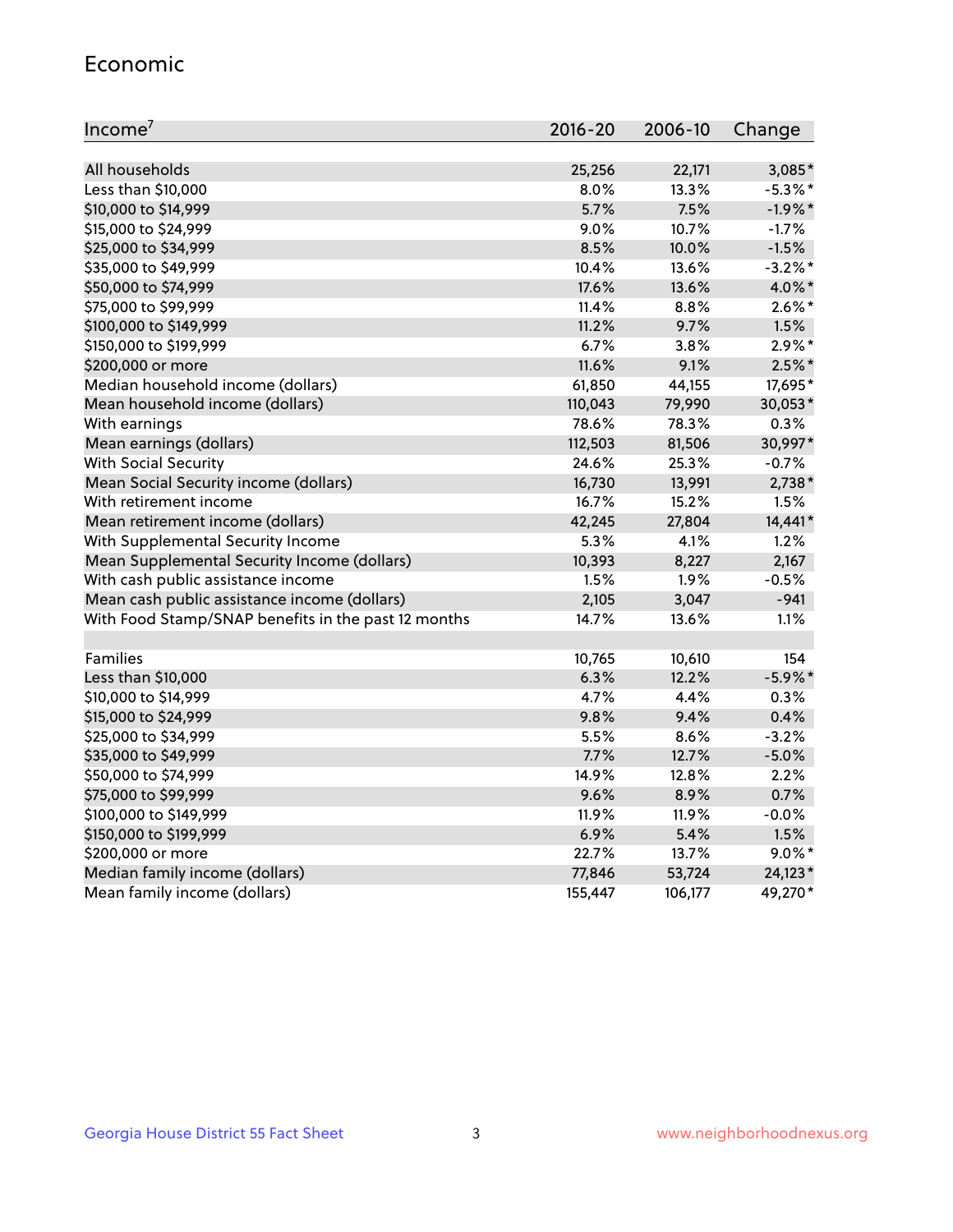## Economic

| Income[7] | 2016-20 | 2006-10 | Change |
|---|---|---|---|
| All households | 25,256 | 22,171 | 3,085* |
| Less than $10,000 | 8.0% | 13.3% | -5.3%* |
| $10,000 to $14,999 | 5.7% | 7.5% | -1.9%* |
| $15,000 to $24,999 | 9.0% | 10.7% | -1.7% |
| $25,000 to $34,999 | 8.5% | 10.0% | -1.5% |
| $35,000 to $49,999 | 10.4% | 13.6% | -3.2%* |
| $50,000 to $74,999 | 17.6% | 13.6% | 4.0%* |
| $75,000 to $99,999 | 11.4% | 8.8% | 2.6%* |
| $100,000 to $149,999 | 11.2% | 9.7% | 1.5% |
| $150,000 to $199,999 | 6.7% | 3.8% | 2.9%* |
| $200,000 or more | 11.6% | 9.1% | 2.5%* |
| Median household income (dollars) | 61,850 | 44,155 | 17,695* |
| Mean household income (dollars) | 110,043 | 79,990 | 30,053* |
| With earnings | 78.6% | 78.3% | 0.3% |
| Mean earnings (dollars) | 112,503 | 81,506 | 30,997* |
| With Social Security | 24.6% | 25.3% | -0.7% |
| Mean Social Security income (dollars) | 16,730 | 13,991 | 2,738* |
| With retirement income | 16.7% | 15.2% | 1.5% |
| Mean retirement income (dollars) | 42,245 | 27,804 | 14,441* |
| With Supplemental Security Income | 5.3% | 4.1% | 1.2% |
| Mean Supplemental Security Income (dollars) | 10,393 | 8,227 | 2,167 |
| With cash public assistance income | 1.5% | 1.9% | -0.5% |
| Mean cash public assistance income (dollars) | 2,105 | 3,047 | -941 |
| With Food Stamp/SNAP benefits in the past 12 months | 14.7% | 13.6% | 1.1% |
| | | | |
| Families | 10,765 | 10,610 | 154 |
| Less than $10,000 | 6.3% | 12.2% | -5.9%* |
| $10,000 to $14,999 | 4.7% | 4.4% | 0.3% |
| $15,000 to $24,999 | 9.8% | 9.4% | 0.4% |
| $25,000 to $34,999 | 5.5% | 8.6% | -3.2% |
| $35,000 to $49,999 | 7.7% | 12.7% | -5.0% |
| $50,000 to $74,999 | 14.9% | 12.8% | 2.2% |
| $75,000 to $99,999 | 9.6% | 8.9% | 0.7% |
| $100,000 to $149,999 | 11.9% | 11.9% | -0.0% |
| $150,000 to $199,999 | 6.9% | 5.4% | 1.5% |
| $200,000 or more | 22.7% | 13.7% | 9.0%* |
| Median family income (dollars) | 77,846 | 53,724 | 24,123* |
| Mean family income (dollars) | 155,447 | 106,177 | 49,270* |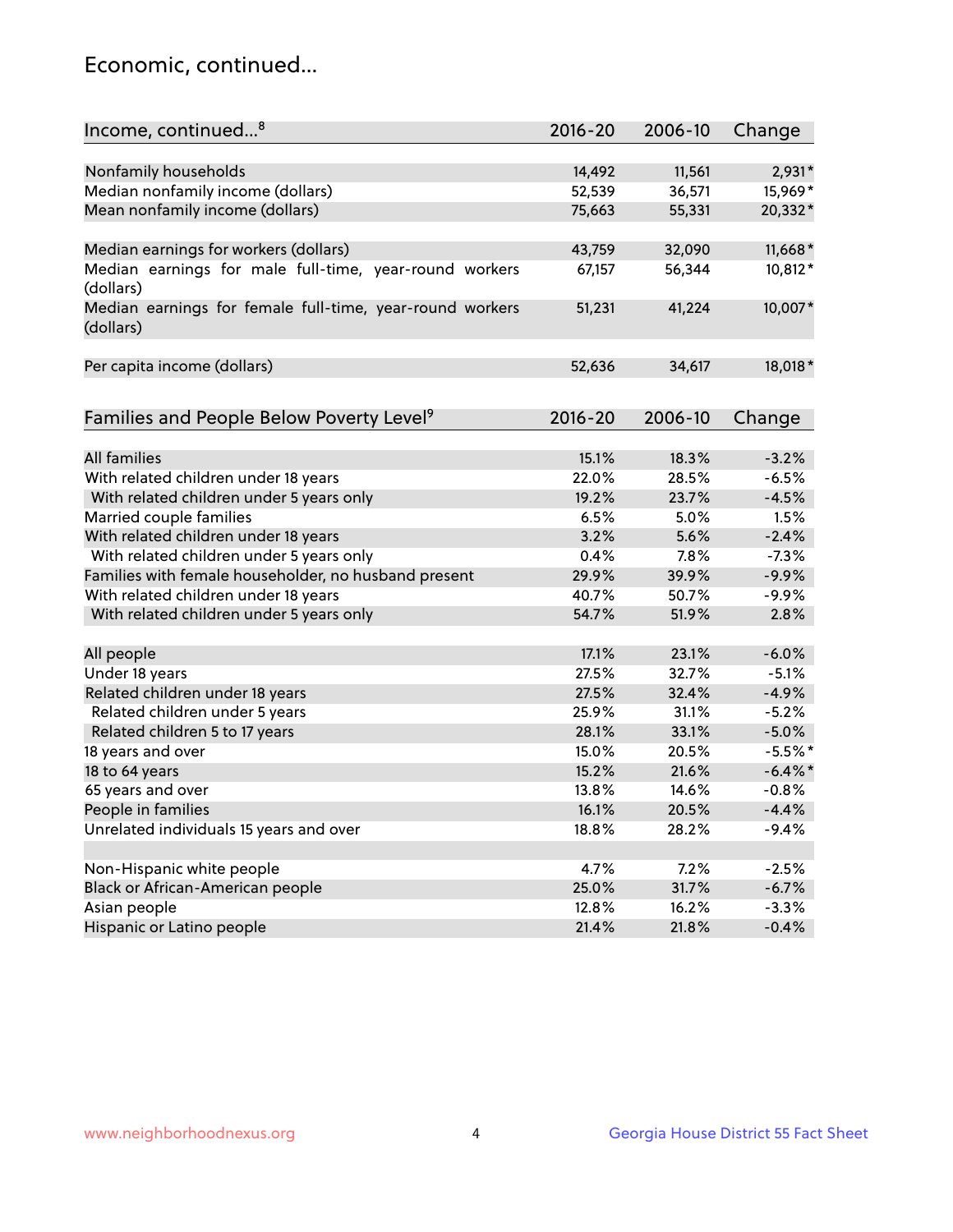## Economic, continued...

| Income, continued...[8] | 2016-20 | 2006-10 | Change |
|---|---|---|---|
| Nonfamily households | 14,492 | 11,561 | 2,931* |
| Median nonfamily income (dollars) | 52,539 | 36,571 | 15,969* |
| Mean nonfamily income (dollars) | 75,663 | 55,331 | 20,332* |
| Median earnings for workers (dollars) | 43,759 | 32,090 | 11,668* |
| Median earnings for male full-time, year-round workers (dollars) | 67,157 | 56,344 | 10,812* |
| Median earnings for female full-time, year-round workers (dollars) | 51,231 | 41,224 | 10,007* |
| Per capita income (dollars) | 52,636 | 34,617 | 18,018* |

| Families and People Below Poverty Level[9] | 2016-20 | 2006-10 | Change |
|---|---|---|---|
| All families | 15.1% | 18.3% | -3.2% |
| With related children under 18 years | 22.0% | 28.5% | -6.5% |
| With related children under 5 years only | 19.2% | 23.7% | -4.5% |
| Married couple families | 6.5% | 5.0% | 1.5% |
| With related children under 18 years | 3.2% | 5.6% | -2.4% |
| With related children under 5 years only | 0.4% | 7.8% | -7.3% |
| Families with female householder, no husband present | 29.9% | 39.9% | -9.9% |
| With related children under 18 years | 40.7% | 50.7% | -9.9% |
| With related children under 5 years only | 54.7% | 51.9% | 2.8% |
| All people | 17.1% | 23.1% | -6.0% |
| Under 18 years | 27.5% | 32.7% | -5.1% |
| Related children under 18 years | 27.5% | 32.4% | -4.9% |
| Related children under 5 years | 25.9% | 31.1% | -5.2% |
| Related children 5 to 17 years | 28.1% | 33.1% | -5.0% |
| 18 years and over | 15.0% | 20.5% | -5.5%* |
| 18 to 64 years | 15.2% | 21.6% | -6.4%* |
| 65 years and over | 13.8% | 14.6% | -0.8% |
| People in families | 16.1% | 20.5% | -4.4% |
| Unrelated individuals 15 years and over | 18.8% | 28.2% | -9.4% |
| Non-Hispanic white people | 4.7% | 7.2% | -2.5% |
| Black or African-American people | 25.0% | 31.7% | -6.7% |
| Asian people | 12.8% | 16.2% | -3.3% |
| Hispanic or Latino people | 21.4% | 21.8% | -0.4% |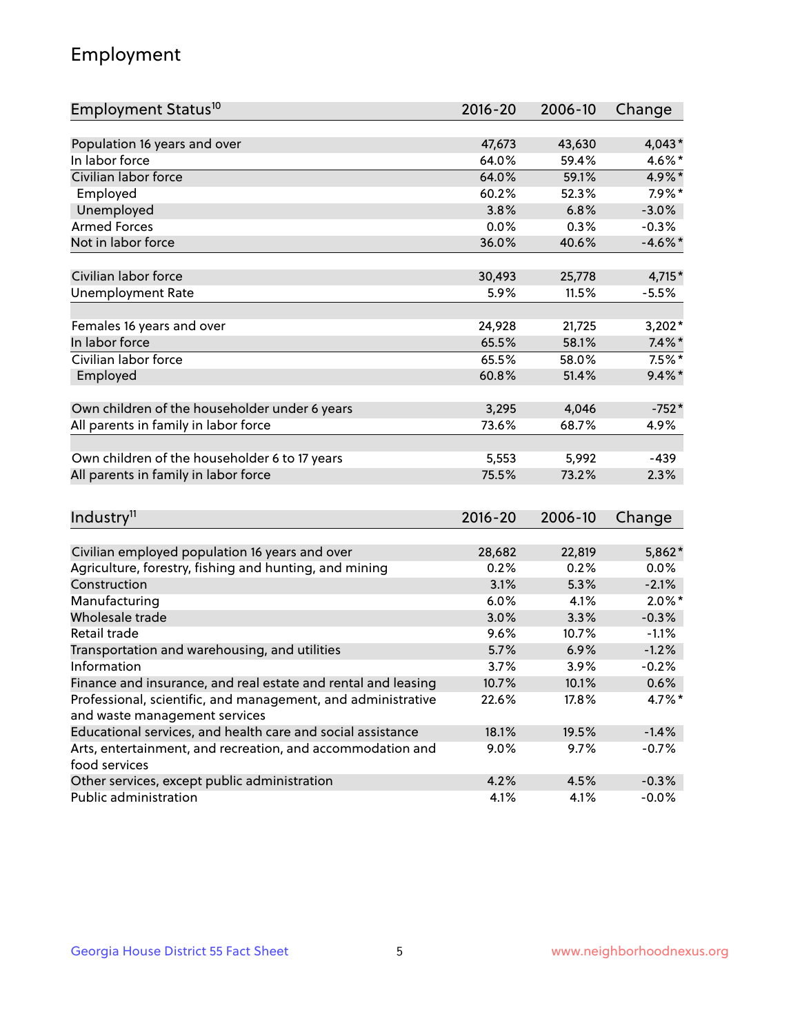## Employment

| Employment Status[10] | 2016-20 | 2006-10 | Change |
|---|---|---|---|
| Population 16 years and over | 47,673 | 43,630 | 4,043* |
| In labor force | 64.0% | 59.4% | 4.6%* |
| Civilian labor force | 64.0% | 59.1% | 4.9%* |
| Employed | 60.2% | 52.3% | 7.9%* |
| Unemployed | 3.8% | 6.8% | -3.0% |
| Armed Forces | 0.0% | 0.3% | -0.3% |
| Not in labor force | 36.0% | 40.6% | -4.6%* |
| | | | |
| Civilian labor force | 30,493 | 25,778 | 4,715* |
| Unemployment Rate | 5.9% | 11.5% | -5.5% |
| | | | |
| Females 16 years and over | 24,928 | 21,725 | 3,202* |
| In labor force | 65.5% | 58.1% | 7.4%* |
| Civilian labor force | 65.5% | 58.0% | 7.5%* |
| Employed | 60.8% | 51.4% | 9.4%* |
| | | | |
| Own children of the householder under 6 years | 3,295 | 4,046 | -752* |
| All parents in family in labor force | 73.6% | 68.7% | 4.9% |
| | | | |
| Own children of the householder 6 to 17 years | 5,553 | 5,992 | -439 |
| All parents in family in labor force | 75.5% | 73.2% | 2.3% |

| Industry[11] | 2016-20 | 2006-10 | Change |
|---|---|---|---|
| Civilian employed population 16 years and over | 28,682 | 22,819 | 5,862* |
| Agriculture, forestry, fishing and hunting, and mining | 0.2% | 0.2% | 0.0% |
| Construction | 3.1% | 5.3% | -2.1% |
| Manufacturing | 6.0% | 4.1% | 2.0%* |
| Wholesale trade | 3.0% | 3.3% | -0.3% |
| Retail trade | 9.6% | 10.7% | -1.1% |
| Transportation and warehousing, and utilities | 5.7% | 6.9% | -1.2% |
| Information | 3.7% | 3.9% | -0.2% |
| Finance and insurance, and real estate and rental and leasing | 10.7% | 10.1% | 0.6% |
| Professional, scientific, and management, and administrative and waste management services | 22.6% | 17.8% | 4.7%* |
| Educational services, and health care and social assistance | 18.1% | 19.5% | -1.4% |
| Arts, entertainment, and recreation, and accommodation and food services | 9.0% | 9.7% | -0.7% |
| Other services, except public administration | 4.2% | 4.5% | -0.3% |
| Public administration | 4.1% | 4.1% | -0.0% |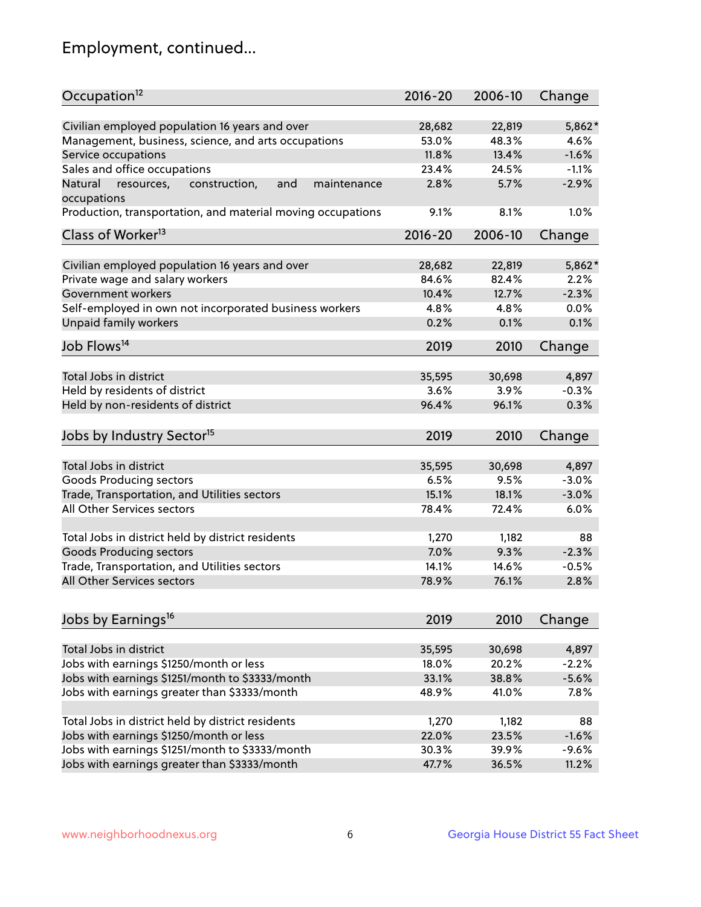## Employment, continued...

| Occupation[12] | 2016-20 | 2006-10 | Change |
|---|---|---|---|
| Civilian employed population 16 years and over | 28,682 | 22,819 | 5,862* |
| Management, business, science, and arts occupations | 53.0% | 48.3% | 4.6% |
| Service occupations | 11.8% | 13.4% | -1.6% |
| Sales and office occupations | 23.4% | 24.5% | -1.1% |
| Natural resources, construction, and maintenance occupations | 2.8% | 5.7% | -2.9% |
| Production, transportation, and material moving occupations | 9.1% | 8.1% | 1.0% |

| Class of Worker[13] | 2016-20 | 2006-10 | Change |
|---|---|---|---|
| Civilian employed population 16 years and over | 28,682 | 22,819 | 5,862* |
| Private wage and salary workers | 84.6% | 82.4% | 2.2% |
| Government workers | 10.4% | 12.7% | -2.3% |
| Self-employed in own not incorporated business workers | 4.8% | 4.8% | 0.0% |
| Unpaid family workers | 0.2% | 0.1% | 0.1% |

| Job Flows[14] | 2019 | 2010 | Change |
|---|---|---|---|
| Total Jobs in district | 35,595 | 30,698 | 4,897 |
| Held by residents of district | 3.6% | 3.9% | -0.3% |
| Held by non-residents of district | 96.4% | 96.1% | 0.3% |

| Jobs by Industry Sector[15] | 2019 | 2010 | Change |
|---|---|---|---|
| Total Jobs in district | 35,595 | 30,698 | 4,897 |
| Goods Producing sectors | 6.5% | 9.5% | -3.0% |
| Trade, Transportation, and Utilities sectors | 15.1% | 18.1% | -3.0% |
| All Other Services sectors | 78.4% | 72.4% | 6.0% |
| | | | |
| Total Jobs in district held by district residents | 1,270 | 1,182 | 88 |
| Goods Producing sectors | 7.0% | 9.3% | -2.3% |
| Trade, Transportation, and Utilities sectors | 14.1% | 14.6% | -0.5% |
| All Other Services sectors | 78.9% | 76.1% | 2.8% |

| Jobs by Earnings[16] | 2019 | 2010 | Change |
|---|---|---|---|
| Total Jobs in district | 35,595 | 30,698 | 4,897 |
| Jobs with earnings $1250/month or less | 18.0% | 20.2% | -2.2% |
| Jobs with earnings $1251/month to $3333/month | 33.1% | 38.8% | -5.6% |
| Jobs with earnings greater than $3333/month | 48.9% | 41.0% | 7.8% |
| | | | |
| Total Jobs in district held by district residents | 1,270 | 1,182 | 88 |
| Jobs with earnings $1250/month or less | 22.0% | 23.5% | -1.6% |
| Jobs with earnings $1251/month to $3333/month | 30.3% | 39.9% | -9.6% |
| Jobs with earnings greater than $3333/month | 47.7% | 36.5% | 11.2% |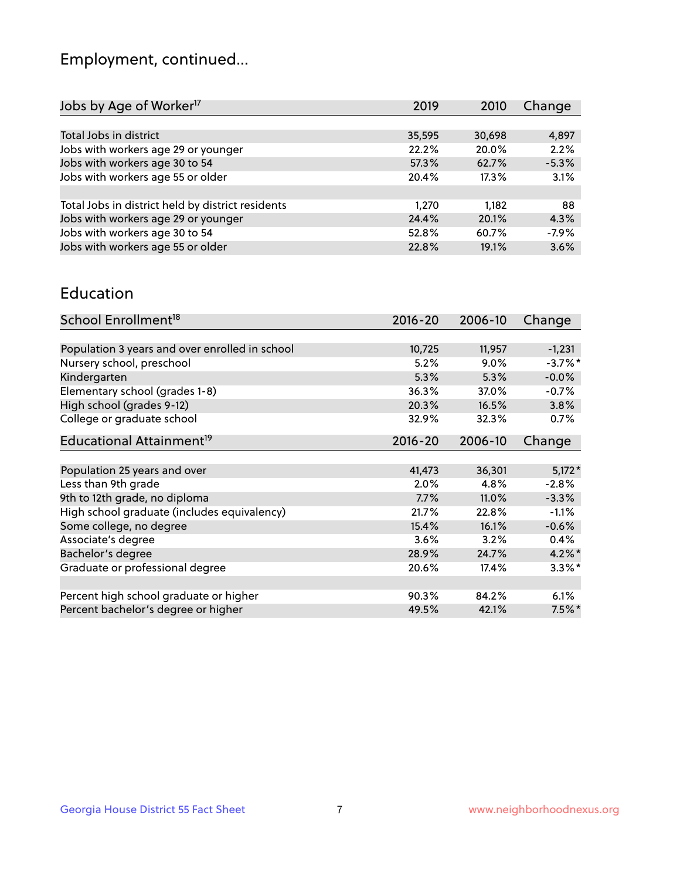# Employment, continued...

| Jobs by Age of Worker[17] | 2019 | 2010 | Change |
|---|---|---|---|
| | | | |
| Total Jobs in district | 35,595 | 30,698 | 4,897 |
| Jobs with workers age 29 or younger | 22.2% | 20.0% | 2.2% |
| Jobs with workers age 30 to 54 | 57.3% | 62.7% | -5.3% |
| Jobs with workers age 55 or older | 20.4% | 17.3% | 3.1% |
| | | | |
| Total Jobs in district held by district residents | 1,270 | 1,182 | 88 |
| Jobs with workers age 29 or younger | 24.4% | 20.1% | 4.3% |
| Jobs with workers age 30 to 54 | 52.8% | 60.7% | -7.9% |
| Jobs with workers age 55 or older | 22.8% | 19.1% | 3.6% |

## Education

| School Enrollment[18] | 2016-20 | 2006-10 | Change |
|---|---|---|---|
| | | | |
| Population 3 years and over enrolled in school | 10,725 | 11,957 | -1,231 |
| Nursery school, preschool | 5.2% | 9.0% | -3.7%* |
| Kindergarten | 5.3% | 5.3% | -0.0% |
| Elementary school (grades 1-8) | 36.3% | 37.0% | -0.7% |
| High school (grades 9-12) | 20.3% | 16.5% | 3.8% |
| College or graduate school | 32.9% | 32.3% | 0.7% |

| Educational Attainment[19] | 2016-20 | 2006-10 | Change |
|---|---|---|---|
| | | | |
| Population 25 years and over | 41,473 | 36,301 | 5,172* |
| Less than 9th grade | 2.0% | 4.8% | -2.8% |
| 9th to 12th grade, no diploma | 7.7% | 11.0% | -3.3% |
| High school graduate (includes equivalency) | 21.7% | 22.8% | -1.1% |
| Some college, no degree | 15.4% | 16.1% | -0.6% |
| Associate's degree | 3.6% | 3.2% | 0.4% |
| Bachelor's degree | 28.9% | 24.7% | 4.2%* |
| Graduate or professional degree | 20.6% | 17.4% | 3.3%* |
| | | | |
| Percent high school graduate or higher | 90.3% | 84.2% | 6.1% |
| Percent bachelor's degree or higher | 49.5% | 42.1% | 7.5%* |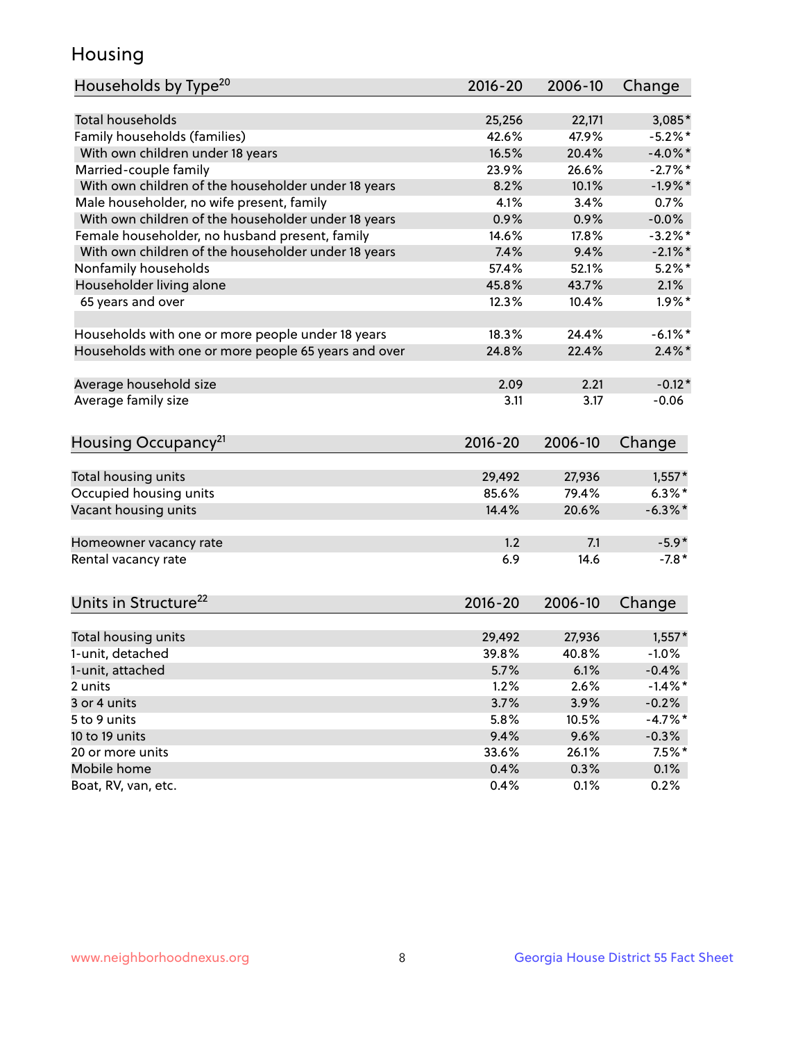## Housing

| Households by Type[20] | 2016-20 | 2006-10 | Change |
|---|---|---|---|
| Total households | 25,256 | 22,171 | 3,085* |
| Family households (families) | 42.6% | 47.9% | -5.2%* |
| With own children under 18 years | 16.5% | 20.4% | -4.0%* |
| Married-couple family | 23.9% | 26.6% | -2.7%* |
| With own children of the householder under 18 years | 8.2% | 10.1% | -1.9%* |
| Male householder, no wife present, family | 4.1% | 3.4% | 0.7% |
| With own children of the householder under 18 years | 0.9% | 0.9% | -0.0% |
| Female householder, no husband present, family | 14.6% | 17.8% | -3.2%* |
| With own children of the householder under 18 years | 7.4% | 9.4% | -2.1%* |
| Nonfamily households | 57.4% | 52.1% | 5.2%* |
| Householder living alone | 45.8% | 43.7% | 2.1% |
| 65 years and over | 12.3% | 10.4% | 1.9%* |
| | | | |
| Households with one or more people under 18 years | 18.3% | 24.4% | -6.1%* |
| Households with one or more people 65 years and over | 24.8% | 22.4% | 2.4%* |
| | | | |
| Average household size | 2.09 | 2.21 | -0.12* |
| Average family size | 3.11 | 3.17 | -0.06 |

| Housing Occupancy[21] | 2016-20 | 2006-10 | Change |
|---|---|---|---|
| Total housing units | 29,492 | 27,936 | 1,557* |
| Occupied housing units | 85.6% | 79.4% | 6.3%* |
| Vacant housing units | 14.4% | 20.6% | -6.3%* |
| | | | |
| Homeowner vacancy rate | 1.2 | 7.1 | -5.9* |
| Rental vacancy rate | 6.9 | 14.6 | -7.8* |

| Units in Structure[22] | 2016-20 | 2006-10 | Change |
|---|---|---|---|
| Total housing units | 29,492 | 27,936 | 1,557* |
| 1-unit, detached | 39.8% | 40.8% | -1.0% |
| 1-unit, attached | 5.7% | 6.1% | -0.4% |
| 2 units | 1.2% | 2.6% | -1.4%* |
| 3 or 4 units | 3.7% | 3.9% | -0.2% |
| 5 to 9 units | 5.8% | 10.5% | -4.7%* |
| 10 to 19 units | 9.4% | 9.6% | -0.3% |
| 20 or more units | 33.6% | 26.1% | 7.5%* |
| Mobile home | 0.4% | 0.3% | 0.1% |
| Boat, RV, van, etc. | 0.4% | 0.1% | 0.2% |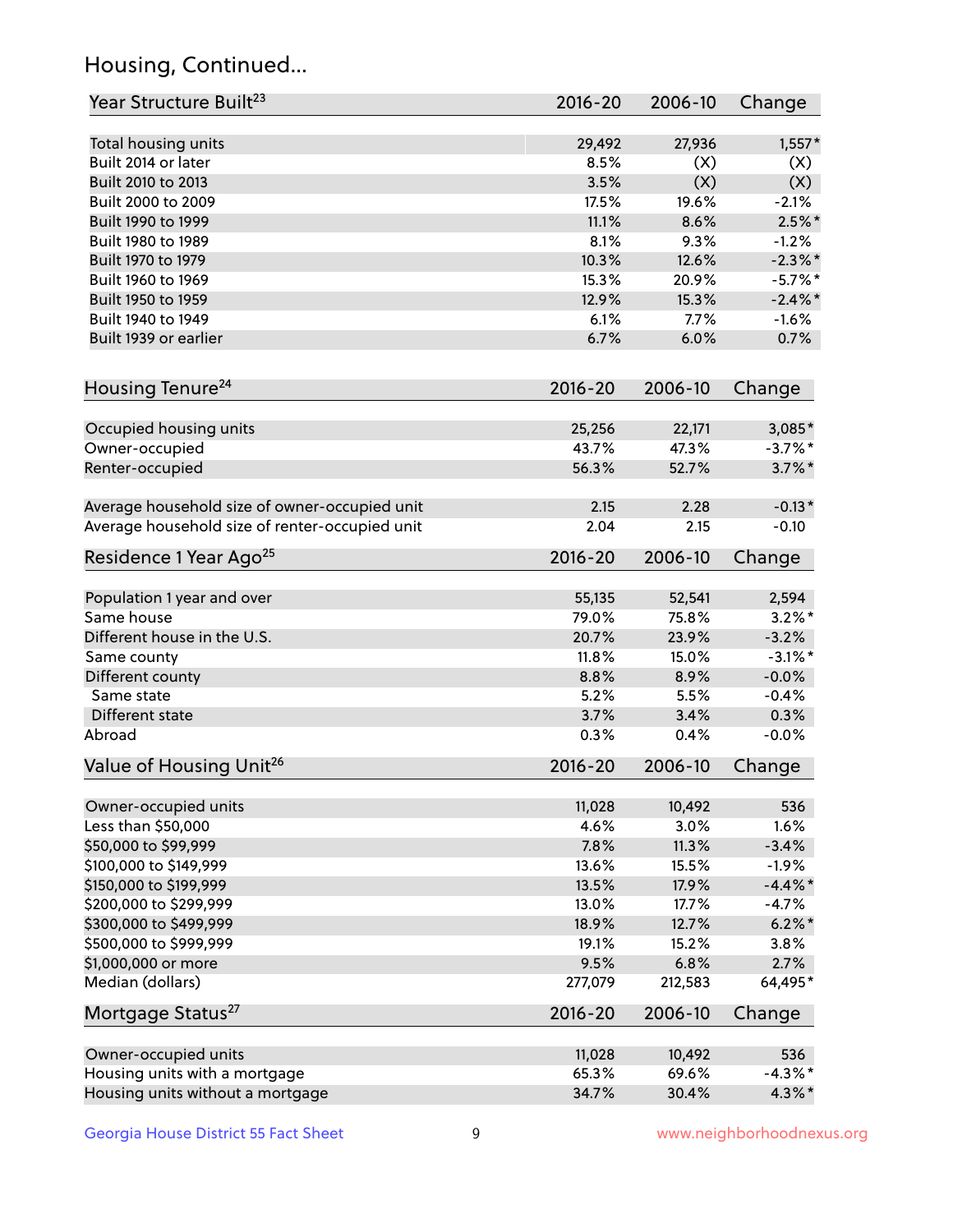## Housing, Continued...

| Year Structure Built[23] | 2016-20 | 2006-10 | Change |
|---|---|---|---|
| Total housing units | 29,492 | 27,936 | 1,557* |
| Built 2014 or later | 8.5% | (X) | (X) |
| Built 2010 to 2013 | 3.5% | (X) | (X) |
| Built 2000 to 2009 | 17.5% | 19.6% | -2.1% |
| Built 1990 to 1999 | 11.1% | 8.6% | 2.5%* |
| Built 1980 to 1989 | 8.1% | 9.3% | -1.2% |
| Built 1970 to 1979 | 10.3% | 12.6% | -2.3%* |
| Built 1960 to 1969 | 15.3% | 20.9% | -5.7%* |
| Built 1950 to 1959 | 12.9% | 15.3% | -2.4%* |
| Built 1940 to 1949 | 6.1% | 7.7% | -1.6% |
| Built 1939 or earlier | 6.7% | 6.0% | 0.7% |

| Housing Tenure[24] | 2016-20 | 2006-10 | Change |
|---|---|---|---|
| Occupied housing units | 25,256 | 22,171 | 3,085* |
| Owner-occupied | 43.7% | 47.3% | -3.7%* |
| Renter-occupied | 56.3% | 52.7% | 3.7%* |
| Average household size of owner-occupied unit | 2.15 | 2.28 | -0.13* |
| Average household size of renter-occupied unit | 2.04 | 2.15 | -0.10 |

| Residence 1 Year Ago[25] | 2016-20 | 2006-10 | Change |
|---|---|---|---|
| Population 1 year and over | 55,135 | 52,541 | 2,594 |
| Same house | 79.0% | 75.8% | 3.2%* |
| Different house in the U.S. | 20.7% | 23.9% | -3.2% |
| Same county | 11.8% | 15.0% | -3.1%* |
| Different county | 8.8% | 8.9% | -0.0% |
| Same state | 5.2% | 5.5% | -0.4% |
| Different state | 3.7% | 3.4% | 0.3% |
| Abroad | 0.3% | 0.4% | -0.0% |

| Value of Housing Unit[26] | 2016-20 | 2006-10 | Change |
|---|---|---|---|
| Owner-occupied units | 11,028 | 10,492 | 536 |
| Less than $50,000 | 4.6% | 3.0% | 1.6% |
| $50,000 to $99,999 | 7.8% | 11.3% | -3.4% |
| $100,000 to $149,999 | 13.6% | 15.5% | -1.9% |
| $150,000 to $199,999 | 13.5% | 17.9% | -4.4%* |
| $200,000 to $299,999 | 13.0% | 17.7% | -4.7% |
| $300,000 to $499,999 | 18.9% | 12.7% | 6.2%* |
| $500,000 to $999,999 | 19.1% | 15.2% | 3.8% |
| $1,000,000 or more | 9.5% | 6.8% | 2.7% |
| Median (dollars) | 277,079 | 212,583 | 64,495* |

| Mortgage Status[27] | 2016-20 | 2006-10 | Change |
|---|---|---|---|
| Owner-occupied units | 11,028 | 10,492 | 536 |
| Housing units with a mortgage | 65.3% | 69.6% | -4.3%* |
| Housing units without a mortgage | 34.7% | 30.4% | 4.3%* |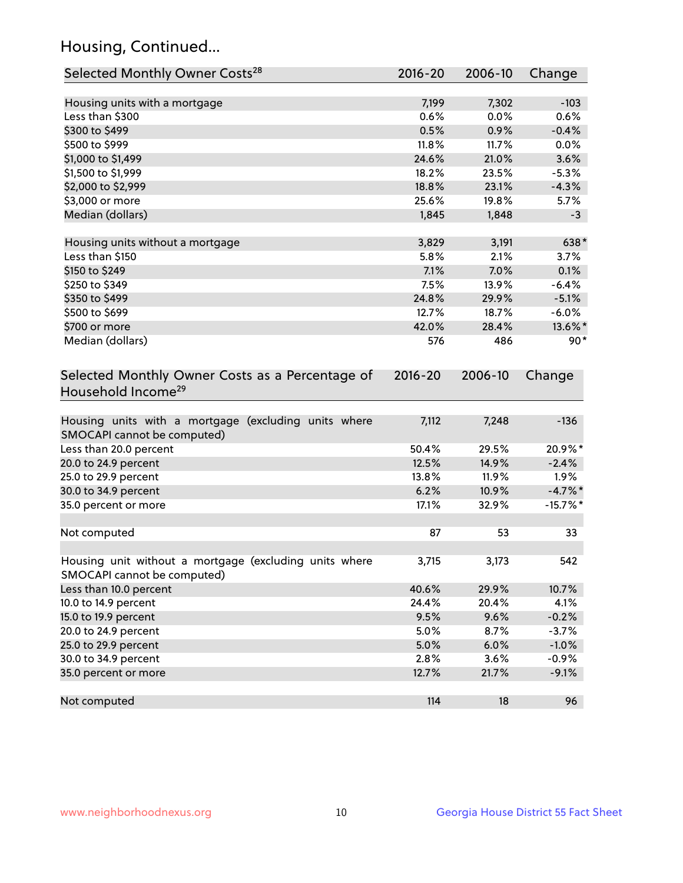## Housing, Continued...

| Selected Monthly Owner Costs[28] | 2016-20 | 2006-10 | Change |
|---|---|---|---|
| Housing units with a mortgage | 7,199 | 7,302 | -103 |
| Less than $300 | 0.6% | 0.0% | 0.6% |
| $300 to $499 | 0.5% | 0.9% | -0.4% |
| $500 to $999 | 11.8% | 11.7% | 0.0% |
| $1,000 to $1,499 | 24.6% | 21.0% | 3.6% |
| $1,500 to $1,999 | 18.2% | 23.5% | -5.3% |
| $2,000 to $2,999 | 18.8% | 23.1% | -4.3% |
| $3,000 or more | 25.6% | 19.8% | 5.7% |
| Median (dollars) | 1,845 | 1,848 | -3 |
| | | | |
| Housing units without a mortgage | 3,829 | 3,191 | 638* |
| Less than $150 | 5.8% | 2.1% | 3.7% |
| $150 to $249 | 7.1% | 7.0% | 0.1% |
| $250 to $349 | 7.5% | 13.9% | -6.4% |
| $350 to $499 | 24.8% | 29.9% | -5.1% |
| $500 to $699 | 12.7% | 18.7% | -6.0% |
| $700 or more | 42.0% | 28.4% | 13.6%* |
| Median (dollars) | 576 | 486 | 90* |

| Selected Monthly Owner Costs as a Percentage of Household Income[29] | 2016-20 | 2006-10 | Change |
|---|---|---|---|
| Housing units with a mortgage (excluding units where SMOCAPI cannot be computed) | 7,112 | 7,248 | -136 |
| Less than 20.0 percent | 50.4% | 29.5% | 20.9%* |
| 20.0 to 24.9 percent | 12.5% | 14.9% | -2.4% |
| 25.0 to 29.9 percent | 13.8% | 11.9% | 1.9% |
| 30.0 to 34.9 percent | 6.2% | 10.9% | -4.7%* |
| 35.0 percent or more | 17.1% | 32.9% | -15.7%* |
| | | | |
| Not computed | 87 | 53 | 33 |
| | | | |
| Housing unit without a mortgage (excluding units where SMOCAPI cannot be computed) | 3,715 | 3,173 | 542 |
| Less than 10.0 percent | 40.6% | 29.9% | 10.7% |
| 10.0 to 14.9 percent | 24.4% | 20.4% | 4.1% |
| 15.0 to 19.9 percent | 9.5% | 9.6% | -0.2% |
| 20.0 to 24.9 percent | 5.0% | 8.7% | -3.7% |
| 25.0 to 29.9 percent | 5.0% | 6.0% | -1.0% |
| 30.0 to 34.9 percent | 2.8% | 3.6% | -0.9% |
| 35.0 percent or more | 12.7% | 21.7% | -9.1% |
| | | | |
| Not computed | 114 | 18 | 96 |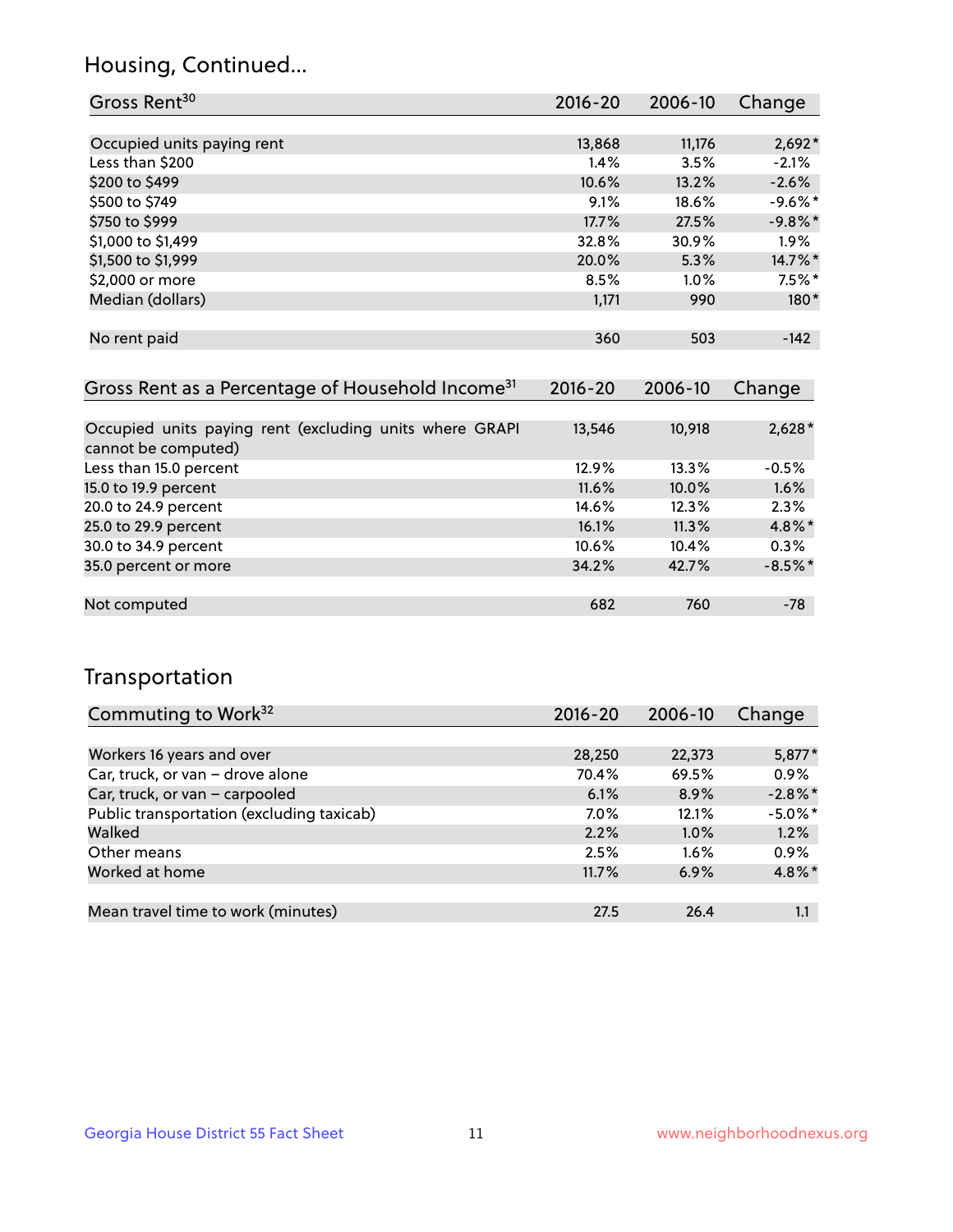## Housing, Continued...

| Gross Rent[30] | 2016-20 | 2006-10 | Change |
|---|---|---|---|
| Occupied units paying rent | 13,868 | 11,176 | 2,692* |
| Less than $200 | 1.4% | 3.5% | -2.1% |
| $200 to $499 | 10.6% | 13.2% | -2.6% |
| $500 to $749 | 9.1% | 18.6% | -9.6%* |
| $750 to $999 | 17.7% | 27.5% | -9.8%* |
| $1,000 to $1,499 | 32.8% | 30.9% | 1.9% |
| $1,500 to $1,999 | 20.0% | 5.3% | 14.7%* |
| $2,000 or more | 8.5% | 1.0% | 7.5%* |
| Median (dollars) | 1,171 | 990 | 180* |
| No rent paid | 360 | 503 | -142 |

| Gross Rent as a Percentage of Household Income[31] | 2016-20 | 2006-10 | Change |
|---|---|---|---|
| Occupied units paying rent (excluding units where GRAPI cannot be computed) | 13,546 | 10,918 | 2,628* |
| Less than 15.0 percent | 12.9% | 13.3% | -0.5% |
| 15.0 to 19.9 percent | 11.6% | 10.0% | 1.6% |
| 20.0 to 24.9 percent | 14.6% | 12.3% | 2.3% |
| 25.0 to 29.9 percent | 16.1% | 11.3% | 4.8%* |
| 30.0 to 34.9 percent | 10.6% | 10.4% | 0.3% |
| 35.0 percent or more | 34.2% | 42.7% | -8.5%* |
| Not computed | 682 | 760 | -78 |

## Transportation

| Commuting to Work[32] | 2016-20 | 2006-10 | Change |
|---|---|---|---|
| Workers 16 years and over | 28,250 | 22,373 | 5,877* |
| Car, truck, or van – drove alone | 70.4% | 69.5% | 0.9% |
| Car, truck, or van – carpooled | 6.1% | 8.9% | -2.8%* |
| Public transportation (excluding taxicab) | 7.0% | 12.1% | -5.0%* |
| Walked | 2.2% | 1.0% | 1.2% |
| Other means | 2.5% | 1.6% | 0.9% |
| Worked at home | 11.7% | 6.9% | 4.8%* |
| Mean travel time to work (minutes) | 27.5 | 26.4 | 1.1 |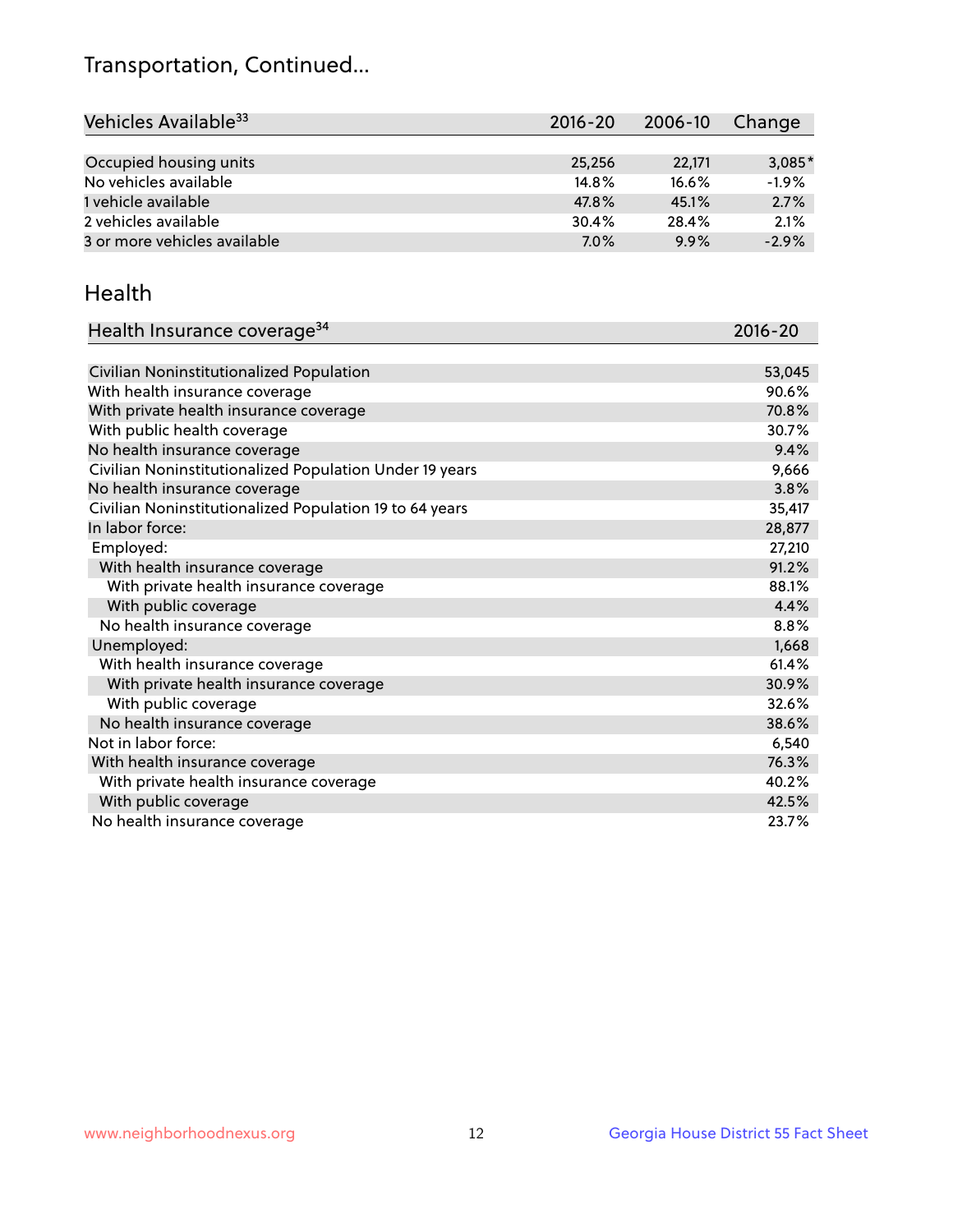# Transportation, Continued...

| Vehicles Available[33] | 2016-20 | 2006-10 | Change |
|---|---|---|---|
| Occupied housing units | 25,256 | 22,171 | 3,085* |
| No vehicles available | 14.8% | 16.6% | -1.9% |
| 1 vehicle available | 47.8% | 45.1% | 2.7% |
| 2 vehicles available | 30.4% | 28.4% | 2.1% |
| 3 or more vehicles available | 7.0% | 9.9% | -2.9% |

## Health

| Health Insurance coverage[34] | 2016-20 |
|---|---|
| Civilian Noninstitutionalized Population | 53,045 |
| With health insurance coverage | 90.6% |
| With private health insurance coverage | 70.8% |
| With public health coverage | 30.7% |
| No health insurance coverage | 9.4% |
| Civilian Noninstitutionalized Population Under 19 years | 9,666 |
| No health insurance coverage | 3.8% |
| Civilian Noninstitutionalized Population 19 to 64 years | 35,417 |
| In labor force: | 28,877 |
| Employed: | 27,210 |
| With health insurance coverage | 91.2% |
| With private health insurance coverage | 88.1% |
| With public coverage | 4.4% |
| No health insurance coverage | 8.8% |
| Unemployed: | 1,668 |
| With health insurance coverage | 61.4% |
| With private health insurance coverage | 30.9% |
| With public coverage | 32.6% |
| No health insurance coverage | 38.6% |
| Not in labor force: | 6,540 |
| With health insurance coverage | 76.3% |
| With private health insurance coverage | 40.2% |
| With public coverage | 42.5% |
| No health insurance coverage | 23.7% |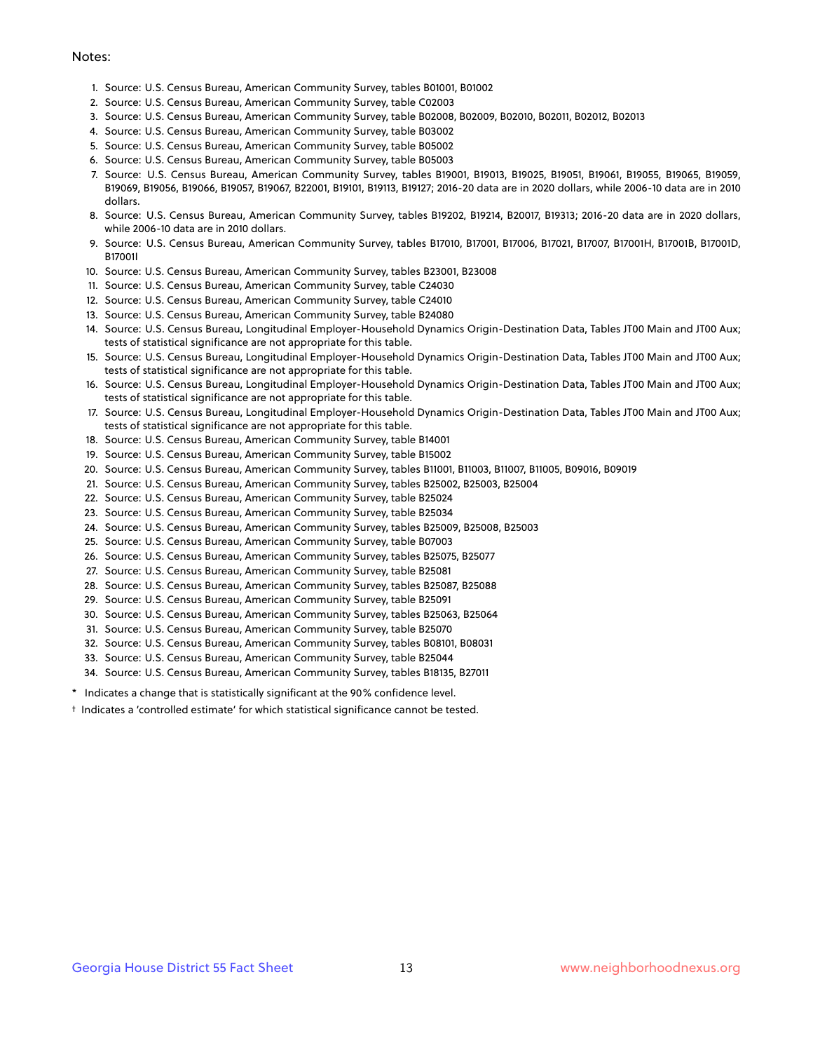Notes:

1. Source: U.S. Census Bureau, American Community Survey, tables B01001, B01002
2. Source: U.S. Census Bureau, American Community Survey, table C02003
3. Source: U.S. Census Bureau, American Community Survey, table B02008, B02009, B02010, B02011, B02012, B02013
4. Source: U.S. Census Bureau, American Community Survey, table B03002
5. Source: U.S. Census Bureau, American Community Survey, table B05002
6. Source: U.S. Census Bureau, American Community Survey, table B05003
7. Source: U.S. Census Bureau, American Community Survey, tables B19001, B19013, B19025, B19051, B19061, B19055, B19065, B19059, B19069, B19056, B19066, B19057, B19067, B22001, B19101, B19113, B19127; 2016-20 data are in 2020 dollars, while 2006-10 data are in 2010 dollars.
8. Source: U.S. Census Bureau, American Community Survey, tables B19202, B19214, B20017, B19313; 2016-20 data are in 2020 dollars, while 2006-10 data are in 2010 dollars.
9. Source: U.S. Census Bureau, American Community Survey, tables B17010, B17001, B17006, B17021, B17007, B17001H, B17001B, B17001D, B17001I
10. Source: U.S. Census Bureau, American Community Survey, tables B23001, B23008
11. Source: U.S. Census Bureau, American Community Survey, table C24030
12. Source: U.S. Census Bureau, American Community Survey, table C24010
13. Source: U.S. Census Bureau, American Community Survey, table B24080
14. Source: U.S. Census Bureau, Longitudinal Employer-Household Dynamics Origin-Destination Data, Tables JT00 Main and JT00 Aux; tests of statistical significance are not appropriate for this table.
15. Source: U.S. Census Bureau, Longitudinal Employer-Household Dynamics Origin-Destination Data, Tables JT00 Main and JT00 Aux; tests of statistical significance are not appropriate for this table.
16. Source: U.S. Census Bureau, Longitudinal Employer-Household Dynamics Origin-Destination Data, Tables JT00 Main and JT00 Aux; tests of statistical significance are not appropriate for this table.
17. Source: U.S. Census Bureau, Longitudinal Employer-Household Dynamics Origin-Destination Data, Tables JT00 Main and JT00 Aux; tests of statistical significance are not appropriate for this table.
18. Source: U.S. Census Bureau, American Community Survey, table B14001
19. Source: U.S. Census Bureau, American Community Survey, table B15002
20. Source: U.S. Census Bureau, American Community Survey, tables B11001, B11003, B11007, B11005, B09016, B09019
21. Source: U.S. Census Bureau, American Community Survey, tables B25002, B25003, B25004
22. Source: U.S. Census Bureau, American Community Survey, table B25024
23. Source: U.S. Census Bureau, American Community Survey, table B25034
24. Source: U.S. Census Bureau, American Community Survey, tables B25009, B25008, B25003
25. Source: U.S. Census Bureau, American Community Survey, table B07003
26. Source: U.S. Census Bureau, American Community Survey, tables B25075, B25077
27. Source: U.S. Census Bureau, American Community Survey, table B25081
28. Source: U.S. Census Bureau, American Community Survey, tables B25087, B25088
29. Source: U.S. Census Bureau, American Community Survey, table B25091
30. Source: U.S. Census Bureau, American Community Survey, tables B25063, B25064
31. Source: U.S. Census Bureau, American Community Survey, table B25070
32. Source: U.S. Census Bureau, American Community Survey, tables B08101, B08031
33. Source: U.S. Census Bureau, American Community Survey, table B25044
34. Source: U.S. Census Bureau, American Community Survey, tables B18135, B27011

\* Indicates a change that is statistically significant at the 90% confidence level.

† Indicates a 'controlled estimate' for which statistical significance cannot be tested.